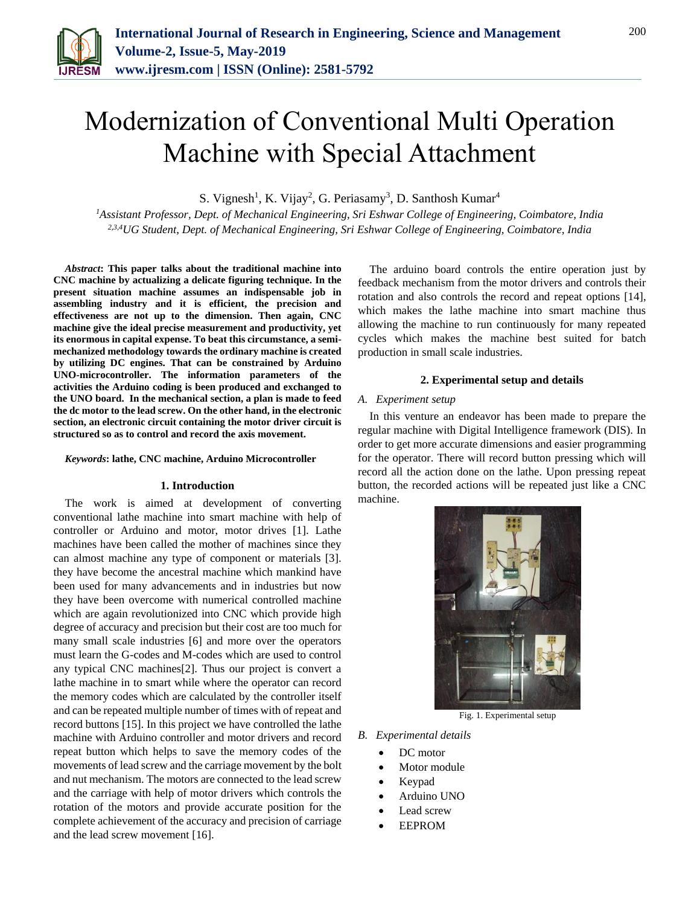# Modernization of Conventional Multi Operation Machine with Special Attachment

S. Vignesh[1], K. Vijay[2], G. Periasamy[3], D. Santhosh Kumar[4]

[1]*Assistant Professor, Dept. of Mechanical Engineering, Sri Eshwar College of Engineering, Coimbatore, India*
[2,3,4]*UG Student, Dept. of Mechanical Engineering, Sri Eshwar College of Engineering, Coimbatore, India*

***Abstract*: This paper talks about the traditional machine into CNC machine by actualizing a delicate figuring technique. In the present situation machine assumes an indispensable job in assembling industry and it is efficient, the precision and effectiveness are not up to the dimension. Then again, CNC machine give the ideal precise measurement and productivity, yet its enormous in capital expense. To beat this circumstance, a semi-mechanized methodology towards the ordinary machine is created by utilizing DC engines. That can be constrained by Arduino UNO-microcontroller. The information parameters of the activities the Arduino coding is been produced and exchanged to the UNO board. In the mechanical section, a plan is made to feed the dc motor to the lead screw. On the other hand, in the electronic section, an electronic circuit containing the motor driver circuit is structured so as to control and record the axis movement.**

***Keywords*: lathe, CNC machine, Arduino Microcontroller**

## 1. Introduction

The work is aimed at development of converting conventional lathe machine into smart machine with help of controller or Arduino and motor, motor drives [1]. Lathe machines have been called the mother of machines since they can almost machine any type of component or materials [3]. they have become the ancestral machine which mankind have been used for many advancements and in industries but now they have been overcome with numerical controlled machine which are again revolutionized into CNC which provide high degree of accuracy and precision but their cost are too much for many small scale industries [6] and more over the operators must learn the G-codes and M-codes which are used to control any typical CNC machines[2]. Thus our project is convert a lathe machine in to smart while where the operator can record the memory codes which are calculated by the controller itself and can be repeated multiple number of times with of repeat and record buttons [15]. In this project we have controlled the lathe machine with Arduino controller and motor drivers and record repeat button which helps to save the memory codes of the movements of lead screw and the carriage movement by the bolt and nut mechanism. The motors are connected to the lead screw and the carriage with help of motor drivers which controls the rotation of the motors and provide accurate position for the complete achievement of the accuracy and precision of carriage and the lead screw movement [16].

The arduino board controls the entire operation just by feedback mechanism from the motor drivers and controls their rotation and also controls the record and repeat options [14], which makes the lathe machine into smart machine thus allowing the machine to run continuously for many repeated cycles which makes the machine best suited for batch production in small scale industries.

## 2. Experimental setup and details

### *A. Experiment setup*

In this venture an endeavor has been made to prepare the regular machine with Digital Intelligence framework (DIS). In order to get more accurate dimensions and easier programming for the operator. There will record button pressing which will record all the action done on the lathe. Upon pressing repeat button, the recorded actions will be repeated just like a CNC machine.

Fig. 1. Experimental setup

### *B. Experimental details*

- DC motor
- Motor module
- Keypad
- Arduino UNO
- Lead screw
- EEPROM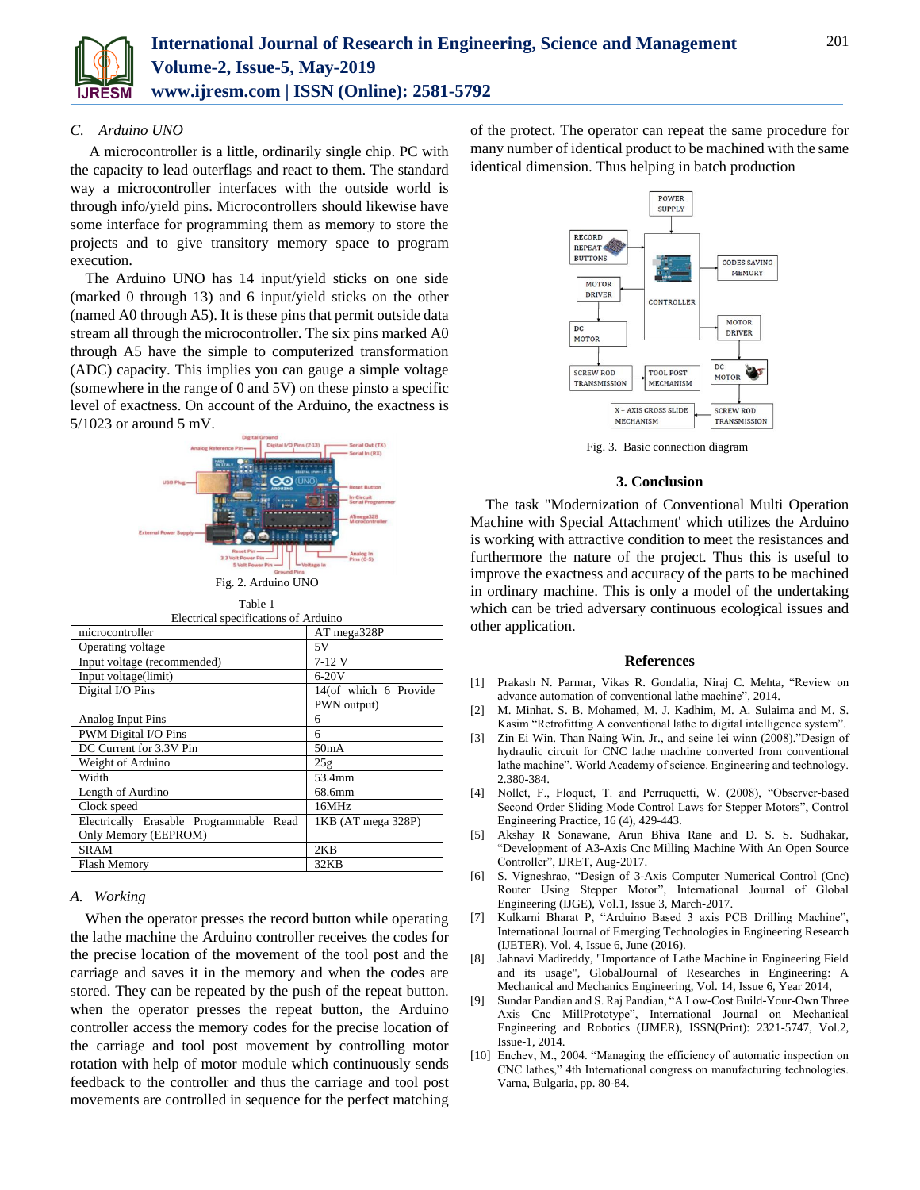### C. Arduino UNO

A microcontroller is a little, ordinarily single chip. PC with the capacity to lead outerflags and react to them. The standard way a microcontroller interfaces with the outside world is through info/yield pins. Microcontrollers should likewise have some interface for programming them as memory to store the projects and to give transitory memory space to program execution.

The Arduino UNO has 14 input/yield sticks on one side (marked 0 through 13) and 6 input/yield sticks on the other (named A0 through A5). It is these pins that permit outside data stream all through the microcontroller. The six pins marked A0 through A5 have the simple to computerized transformation (ADC) capacity. This implies you can gauge a simple voltage (somewhere in the range of 0 and 5V) on these pinsto a specific level of exactness. On account of the Arduino, the exactness is 5/1023 or around 5 mV.

Fig. 2. Arduino UNO

Table 1
Electrical specifications of Arduino

| microcontroller | AT mega328P |
|---|---|
| Operating voltage | 5V |
| Input voltage (recommended) | 7-12 V |
| Input voltage(limit) | 6-20V |
| Digital I/O Pins | 14(of which 6 Provide PWN output) |
| Analog Input Pins | 6 |
| PWM Digital I/O Pins | 6 |
| DC Current for 3.3V Pin | 50mA |
| Weight of Arduino | 25g |
| Width | 53.4mm |
| Length of Aurdino | 68.6mm |
| Clock speed | 16MHz |
| Electrically Erasable Programmable Read Only Memory (EEPROM) | 1KB (AT mega 328P) |
| SRAM | 2KB |
| Flash Memory | 32KB |

### A. Working

When the operator presses the record button while operating the lathe machine the Arduino controller receives the codes for the precise location of the movement of the tool post and the carriage and saves it in the memory and when the codes are stored. They can be repeated by the push of the repeat button. when the operator presses the repeat button, the Arduino controller access the memory codes for the precise location of the carriage and tool post movement by controlling motor rotation with help of motor module which continuously sends feedback to the controller and thus the carriage and tool post movements are controlled in sequence for the perfect matching of the protect. The operator can repeat the same procedure for many number of identical product to be machined with the same identical dimension. Thus helping in batch production

Fig. 3. Basic connection diagram

## 3. Conclusion

The task "Modernization of Conventional Multi Operation Machine with Special Attachment' which utilizes the Arduino is working with attractive condition to meet the resistances and furthermore the nature of the project. Thus this is useful to improve the exactness and accuracy of the parts to be machined in ordinary machine. This is only a model of the undertaking which can be tried adversary continuous ecological issues and other application.

## References

[1] Prakash N. Parmar, Vikas R. Gondalia, Niraj C. Mehta, "Review on advance automation of conventional lathe machine", 2014.

[2] M. Minhat. S. B. Mohamed, M. J. Kadhim, M. A. Sulaima and M. S. Kasim "Retrofitting A conventional lathe to digital intelligence system".

[3] Zin Ei Win. Than Naing Win. Jr., and seine lei winn (2008)."Design of hydraulic circuit for CNC lathe machine converted from conventional lathe machine". World Academy of science. Engineering and technology. 2.380-384.

[4] Nollet, F., Floquet, T. and Perruquetti, W. (2008), "Observer-based Second Order Sliding Mode Control Laws for Stepper Motors", Control Engineering Practice, 16 (4), 429-443.

[5] Akshay R Sonawane, Arun Bhiva Rane and D. S. S. Sudhakar, "Development of A3-Axis Cnc Milling Machine With An Open Source Controller", IJRET, Aug-2017.

[6] S. Vigneshrao, "Design of 3-Axis Computer Numerical Control (Cnc) Router Using Stepper Motor", International Journal of Global Engineering (IJGE), Vol.1, Issue 3, March-2017.

[7] Kulkarni Bharat P, "Arduino Based 3 axis PCB Drilling Machine", International Journal of Emerging Technologies in Engineering Research (IJETER). Vol. 4, Issue 6, June (2016).

[8] Jahnavi Madireddy, "Importance of Lathe Machine in Engineering Field and its usage", GlobalJournal of Researches in Engineering: A Mechanical and Mechanics Engineering, Vol. 14, Issue 6, Year 2014,

[9] Sundar Pandian and S. Raj Pandian, "A Low-Cost Build-Your-Own Three Axis Cnc MillPrototype", International Journal on Mechanical Engineering and Robotics (IJMER), ISSN(Print): 2321-5747, Vol.2, Issue-1, 2014.

[10] Enchev, M., 2004. "Managing the efficiency of automatic inspection on CNC lathes," 4th International congress on manufacturing technologies. Varna, Bulgaria, pp. 80-84.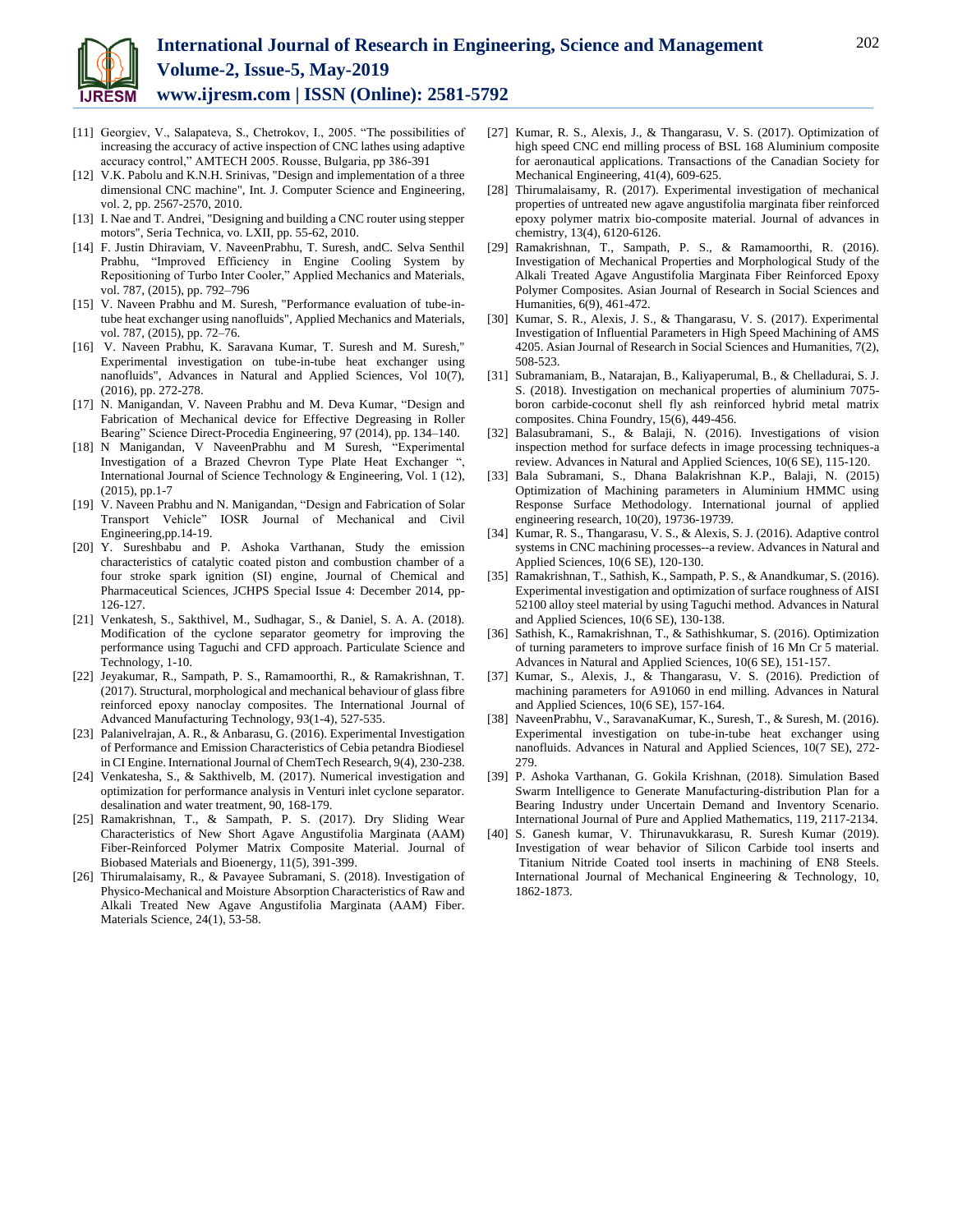[11] Georgiev, V., Salapateva, S., Chetrokov, I., 2005. "The possibilities of increasing the accuracy of active inspection of CNC lathes using adaptive accuracy control," AMTECH 2005. Rousse, Bulgaria, pp 386-391

[12] V.K. Pabolu and K.N.H. Srinivas, "Design and implementation of a three dimensional CNC machine", Int. J. Computer Science and Engineering, vol. 2, pp. 2567-2570, 2010.

[13] I. Nae and T. Andrei, "Designing and building a CNC router using stepper motors", Seria Technica, vo. LXII, pp. 55-62, 2010.

[14] F. Justin Dhiraviam, V. NaveenPrabhu, T. Suresh, andC. Selva Senthil Prabhu, "Improved Efficiency in Engine Cooling System by Repositioning of Turbo Inter Cooler," Applied Mechanics and Materials, vol. 787, (2015), pp. 792–796

[15] V. Naveen Prabhu and M. Suresh, "Performance evaluation of tube-in-tube heat exchanger using nanofluids", Applied Mechanics and Materials, vol. 787, (2015), pp. 72–76.

[16] V. Naveen Prabhu, K. Saravana Kumar, T. Suresh and M. Suresh," Experimental investigation on tube-in-tube heat exchanger using nanofluids", Advances in Natural and Applied Sciences, Vol 10(7), (2016), pp. 272-278.

[17] N. Manigandan, V. Naveen Prabhu and M. Deva Kumar, "Design and Fabrication of Mechanical device for Effective Degreasing in Roller Bearing" Science Direct-Procedia Engineering, 97 (2014), pp. 134–140.

[18] N Manigandan, V NaveenPrabhu and M Suresh, "Experimental Investigation of a Brazed Chevron Type Plate Heat Exchanger ", International Journal of Science Technology & Engineering, Vol. 1 (12), (2015), pp.1-7

[19] V. Naveen Prabhu and N. Manigandan, "Design and Fabrication of Solar Transport Vehicle" IOSR Journal of Mechanical and Civil Engineering,pp.14-19.

[20] Y. Sureshbabu and P. Ashoka Varthanan, Study the emission characteristics of catalytic coated piston and combustion chamber of a four stroke spark ignition (SI) engine, Journal of Chemical and Pharmaceutical Sciences, JCHPS Special Issue 4: December 2014, pp-126-127.

[21] Venkatesh, S., Sakthivel, M., Sudhagar, S., & Daniel, S. A. A. (2018). Modification of the cyclone separator geometry for improving the performance using Taguchi and CFD approach. Particulate Science and Technology, 1-10.

[22] Jeyakumar, R., Sampath, P. S., Ramamoorthi, R., & Ramakrishnan, T. (2017). Structural, morphological and mechanical behaviour of glass fibre reinforced epoxy nanoclay composites. The International Journal of Advanced Manufacturing Technology, 93(1-4), 527-535.

[23] Palanivelrajan, A. R., & Anbarasu, G. (2016). Experimental Investigation of Performance and Emission Characteristics of Cebia petandra Biodiesel in CI Engine. International Journal of ChemTech Research, 9(4), 230-238.

[24] Venkatesha, S., & Sakthivelb, M. (2017). Numerical investigation and optimization for performance analysis in Venturi inlet cyclone separator. desalination and water treatment, 90, 168-179.

[25] Ramakrishnan, T., & Sampath, P. S. (2017). Dry Sliding Wear Characteristics of New Short Agave Angustifolia Marginata (AAM) Fiber-Reinforced Polymer Matrix Composite Material. Journal of Biobased Materials and Bioenergy, 11(5), 391-399.

[26] Thirumalaisamy, R., & Pavayee Subramani, S. (2018). Investigation of Physico-Mechanical and Moisture Absorption Characteristics of Raw and Alkali Treated New Agave Angustifolia Marginata (AAM) Fiber. Materials Science, 24(1), 53-58.

[27] Kumar, R. S., Alexis, J., & Thangarasu, V. S. (2017). Optimization of high speed CNC end milling process of BSL 168 Aluminium composite for aeronautical applications. Transactions of the Canadian Society for Mechanical Engineering, 41(4), 609-625.

[28] Thirumalaisamy, R. (2017). Experimental investigation of mechanical properties of untreated new agave angustifolia marginata fiber reinforced epoxy polymer matrix bio-composite material. Journal of advances in chemistry, 13(4), 6120-6126.

[29] Ramakrishnan, T., Sampath, P. S., & Ramamoorthi, R. (2016). Investigation of Mechanical Properties and Morphological Study of the Alkali Treated Agave Angustifolia Marginata Fiber Reinforced Epoxy Polymer Composites. Asian Journal of Research in Social Sciences and Humanities, 6(9), 461-472.

[30] Kumar, S. R., Alexis, J. S., & Thangarasu, V. S. (2017). Experimental Investigation of Influential Parameters in High Speed Machining of AMS 4205. Asian Journal of Research in Social Sciences and Humanities, 7(2), 508-523.

[31] Subramaniam, B., Natarajan, B., Kaliyaperumal, B., & Chelladurai, S. J. S. (2018). Investigation on mechanical properties of aluminium 7075-boron carbide-coconut shell fly ash reinforced hybrid metal matrix composites. China Foundry, 15(6), 449-456.

[32] Balasubramani, S., & Balaji, N. (2016). Investigations of vision inspection method for surface defects in image processing techniques-a review. Advances in Natural and Applied Sciences, 10(6 SE), 115-120.

[33] Bala Subramani, S., Dhana Balakrishnan K.P., Balaji, N. (2015) Optimization of Machining parameters in Aluminium HMMC using Response Surface Methodology. International journal of applied engineering research, 10(20), 19736-19739.

[34] Kumar, R. S., Thangarasu, V. S., & Alexis, S. J. (2016). Adaptive control systems in CNC machining processes--a review. Advances in Natural and Applied Sciences, 10(6 SE), 120-130.

[35] Ramakrishnan, T., Sathish, K., Sampath, P. S., & Anandkumar, S. (2016). Experimental investigation and optimization of surface roughness of AISI 52100 alloy steel material by using Taguchi method. Advances in Natural and Applied Sciences, 10(6 SE), 130-138.

[36] Sathish, K., Ramakrishnan, T., & Sathishkumar, S. (2016). Optimization of turning parameters to improve surface finish of 16 Mn Cr 5 material. Advances in Natural and Applied Sciences, 10(6 SE), 151-157.

[37] Kumar, S., Alexis, J., & Thangarasu, V. S. (2016). Prediction of machining parameters for A91060 in end milling. Advances in Natural and Applied Sciences, 10(6 SE), 157-164.

[38] NaveenPrabhu, V., SaravanaKumar, K., Suresh, T., & Suresh, M. (2016). Experimental investigation on tube-in-tube heat exchanger using nanofluids. Advances in Natural and Applied Sciences, 10(7 SE), 272-279.

[39] P. Ashoka Varthanan, G. Gokila Krishnan, (2018). Simulation Based Swarm Intelligence to Generate Manufacturing-distribution Plan for a Bearing Industry under Uncertain Demand and Inventory Scenario. International Journal of Pure and Applied Mathematics, 119, 2117-2134.

[40] S. Ganesh kumar, V. Thirunavukkarasu, R. Suresh Kumar (2019). Investigation of wear behavior of Silicon Carbide tool inserts and Titanium Nitride Coated tool inserts in machining of EN8 Steels. International Journal of Mechanical Engineering & Technology, 10, 1862-1873.